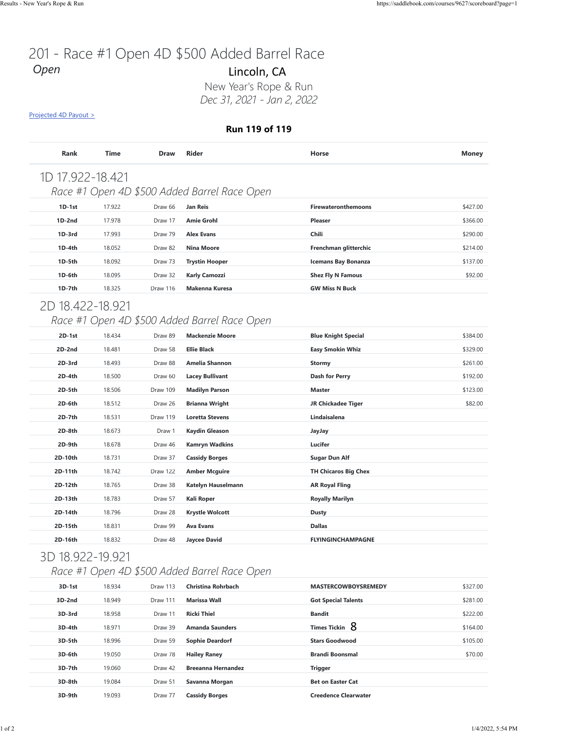# 201 - Race #1 Open 4D $500 Added Barrel Race

*Open*

## Lincoln, CA

New Year's Rope & Run

*Dec 31, 2021 - Jan 2, 2022*

[Projected 4D Payout >]

**Run 119 of 119**

| Rank | Time | Draw | Rider | Horse | Money |
|---|---|---|---|---|---|

## 1D 17.922-18.421

*Race #1 Open 4D $500 Added Barrel Race Open*

| Rank | Time | Draw | Rider | Horse | Money |
|---|---|---|---|---|---|
| **1D-1st** | 17.922 | Draw 66 | **Jan Reis** | **Firewateronthemoons** | $427.00 |
| **1D-2nd** | 17.978 | Draw 17 | **Amie Grohl** | **Pleaser** | $366.00 |
| **1D-3rd** | 17.993 | Draw 79 | **Alex Evans** | **Chili** | $290.00 |
| **1D-4th** | 18.052 | Draw 82 | **Nina Moore** | **Frenchman glitterchic** | $214.00 |
| **1D-5th** | 18.092 | Draw 73 | **Trystin Hooper** | **Icemans Bay Bonanza** | $137.00 |
| **1D-6th** | 18.095 | Draw 32 | **Karly Camozzi** | **Shez Fly N Famous** | $92.00 |
| **1D-7th** | 18.325 | Draw 116 | **Makenna Kuresa** | **GW Miss N Buck** | |

## 2D 18.422-18.921

*Race #1 Open 4D $500 Added Barrel Race Open*

| Rank | Time | Draw | Rider | Horse | Money |
|---|---|---|---|---|---|
| **2D-1st** | 18.434 | Draw 89 | **Mackenzie Moore** | **Blue Knight Special** | $384.00 |
| **2D-2nd** | 18.481 | Draw 58 | **Ellie Black** | **Easy Smokin Whiz** | $329.00 |
| **2D-3rd** | 18.493 | Draw 88 | **Amelia Shannon** | **Stormy** | $261.00 |
| **2D-4th** | 18.500 | Draw 60 | **Lacey Bullivant** | **Dash for Perry** | $192.00 |
| **2D-5th** | 18.506 | Draw 109 | **Madilyn Parson** | **Master** | $123.00 |
| **2D-6th** | 18.512 | Draw 26 | **Brianna Wright** | **JR Chickadee Tiger** | $82.00 |
| **2D-7th** | 18.531 | Draw 119 | **Loretta Stevens** | **Lindaisalena** | |
| **2D-8th** | 18.673 | Draw 1 | **Kaydin Gleason** | **JayJay** | |
| **2D-9th** | 18.678 | Draw 46 | **Kamryn Wadkins** | **Lucifer** | |
| **2D-10th** | 18.731 | Draw 37 | **Cassidy Borges** | **Sugar Dun Alf** | |
| **2D-11th** | 18.742 | Draw 122 | **Amber Mcguire** | **TH Chicaros Big Chex** | |
| **2D-12th** | 18.765 | Draw 38 | **Katelyn Hauselmann** | **AR Royal Fling** | |
| **2D-13th** | 18.783 | Draw 57 | **Kali Roper** | **Royally Marilyn** | |
| **2D-14th** | 18.796 | Draw 28 | **Krystle Wolcott** | **Dusty** | |
| **2D-15th** | 18.831 | Draw 99 | **Ava Evans** | **Dallas** | |
| **2D-16th** | 18.832 | Draw 48 | **Jaycee David** | **FLYINGINCHAMPAGNE** | |

## 3D 18.922-19.921

*Race #1 Open 4D $500 Added Barrel Race Open*

| Rank | Time | Draw | Rider | Horse | Money |
|---|---|---|---|---|---|
| **3D-1st** | 18.934 | Draw 113 | **Christina Rohrbach** | **MASTERCOWBOYSREMEDY** | $327.00 |
| **3D-2nd** | 18.949 | Draw 111 | **Marissa Wall** | **Got Special Talents** | $281.00 |
| **3D-3rd** | 18.958 | Draw 11 | **Ricki Thiel** | **Bandit** | $222.00 |
| **3D-4th** | 18.971 | Draw 39 | **Amanda Saunders** | **Times Tickin** 8 | $164.00 |
| **3D-5th** | 18.996 | Draw 59 | **Sophie Deardorf** | **Stars Goodwood** | $105.00 |
| **3D-6th** | 19.050 | Draw 78 | **Hailey Raney** | **Brandi Boonsmal** | $70.00 |
| **3D-7th** | 19.060 | Draw 42 | **Breeanna Hernandez** | **Trigger** | |
| **3D-8th** | 19.084 | Draw 51 | **Savanna Morgan** | **Bet on Easter Cat** | |
| **3D-9th** | 19.093 | Draw 77 | **Cassidy Borges** | **Creedence Clearwater** | |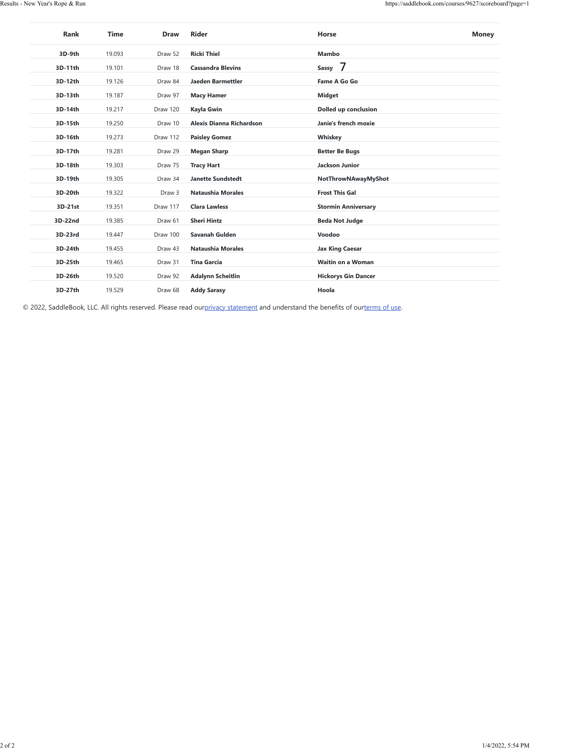| Rank | Time | Draw | Rider | Horse | Money |
|---|---|---|---|---|---|
| 3D-9th | 19.093 | Draw 52 | Ricki Thiel | Mambo | |
| 3D-11th | 19.101 | Draw 18 | Cassandra Blevins | Sassy 7 | |
| 3D-12th | 19.126 | Draw 84 | Jaeden Barmettler | Fame A Go Go | |
| 3D-13th | 19.187 | Draw 97 | Macy Hamer | Midget | |
| 3D-14th | 19.217 | Draw 120 | Kayla Gwin | Dolled up conclusion | |
| 3D-15th | 19.250 | Draw 10 | Alexis Dianna Richardson | Janie's french moxie | |
| 3D-16th | 19.273 | Draw 112 | Paisley Gomez | Whiskey | |
| 3D-17th | 19.281 | Draw 29 | Megan Sharp | Better Be Bugs | |
| 3D-18th | 19.303 | Draw 75 | Tracy Hart | Jackson Junior | |
| 3D-19th | 19.305 | Draw 34 | Janette Sundstedt | NotThrowNAwayMyShot | |
| 3D-20th | 19.322 | Draw 3 | Nataushia Morales | Frost This Gal | |
| 3D-21st | 19.351 | Draw 117 | Clara Lawless | Stormin Anniversary | |
| 3D-22nd | 19.385 | Draw 61 | Sheri Hintz | Beda Not Judge | |
| 3D-23rd | 19.447 | Draw 100 | Savanah Gulden | Voodoo | |
| 3D-24th | 19.455 | Draw 43 | Nataushia Morales | Jax King Caesar | |
| 3D-25th | 19.465 | Draw 31 | Tina Garcia | Waitin on a Woman | |
| 3D-26th | 19.520 | Draw 92 | Adalynn Scheitlin | Hickorys Gin Dancer | |
| 3D-27th | 19.529 | Draw 68 | Addy Sarasy | Hoola | |

© 2022, SaddleBook, LLC. All rights reserved. Please read our privacy statement and understand the benefits of our terms of use.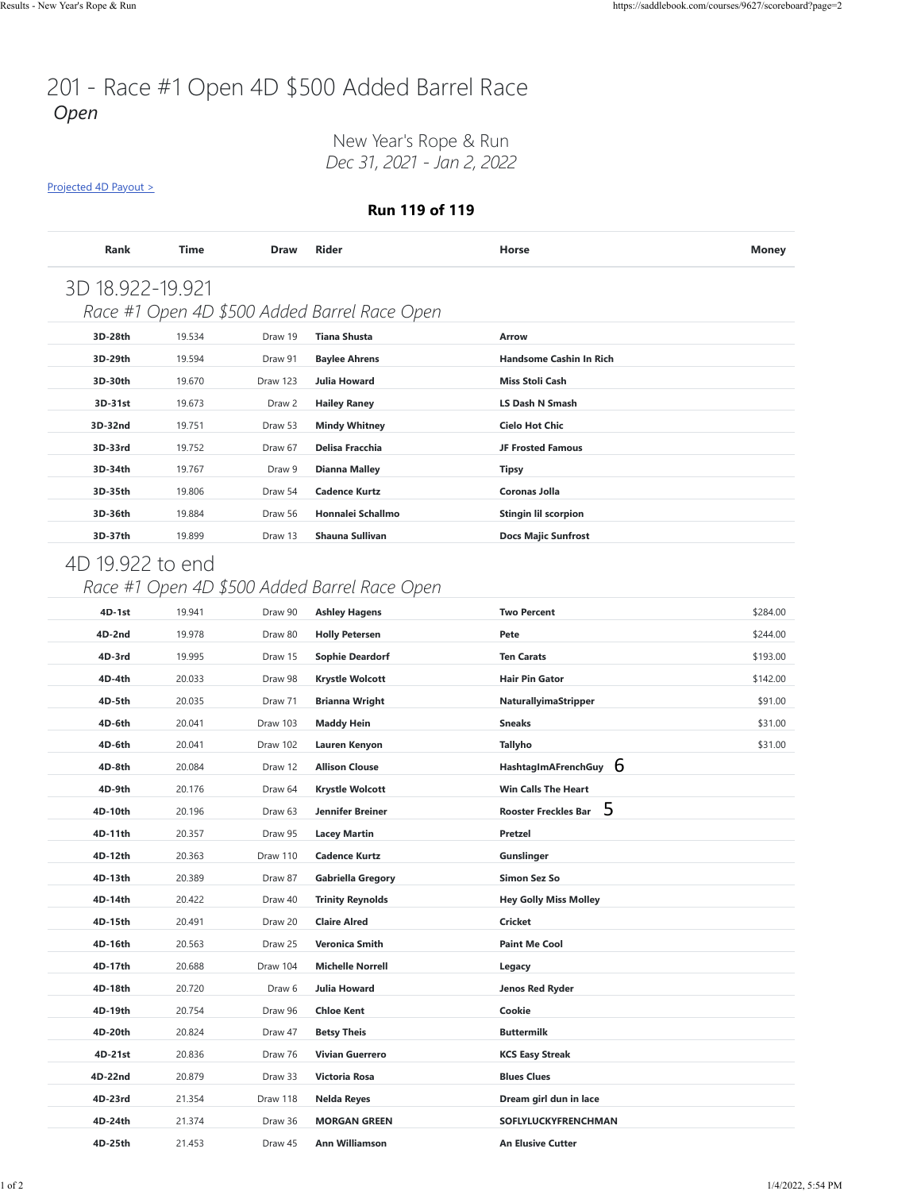# 201 - Race #1 Open 4D $500 Added Barrel Race

*Open*

New Year's Rope & Run

*Dec 31, 2021 - Jan 2, 2022*

[Projected 4D Payout >]

**Run 119 of 119**

| Rank | Time | Draw | Rider | Horse | Money |
|---|---|---|---|---|---|
| **3D 18.922-19.921** | | | | | |
| *Race #1 Open 4D $500 Added Barrel Race Open* | | | | | |
| **3D-28th** | 19.534 | Draw 19 | **Tiana Shusta** | **Arrow** | |
| **3D-29th** | 19.594 | Draw 91 | **Baylee Ahrens** | **Handsome Cashin In Rich** | |
| **3D-30th** | 19.670 | Draw 123 | **Julia Howard** | **Miss Stoli Cash** | |
| **3D-31st** | 19.673 | Draw 2 | **Hailey Raney** | **LS Dash N Smash** | |
| **3D-32nd** | 19.751 | Draw 53 | **Mindy Whitney** | **Cielo Hot Chic** | |
| **3D-33rd** | 19.752 | Draw 67 | **Delisa Fracchia** | **JF Frosted Famous** | |
| **3D-34th** | 19.767 | Draw 9 | **Dianna Malley** | **Tipsy** | |
| **3D-35th** | 19.806 | Draw 54 | **Cadence Kurtz** | **Coronas Jolla** | |
| **3D-36th** | 19.884 | Draw 56 | **Honnalei Schallmo** | **Stingin lil scorpion** | |
| **3D-37th** | 19.899 | Draw 13 | **Shauna Sullivan** | **Docs Majic Sunfrost** | |
| **4D 19.922 to end** | | | | | |
| *Race #1 Open 4D $500 Added Barrel Race Open* | | | | | |
| **4D-1st** | 19.941 | Draw 90 | **Ashley Hagens** | **Two Percent** | $284.00 |
| **4D-2nd** | 19.978 | Draw 80 | **Holly Petersen** | **Pete** | $244.00 |
| **4D-3rd** | 19.995 | Draw 15 | **Sophie Deardorf** | **Ten Carats** | $193.00 |
| **4D-4th** | 20.033 | Draw 98 | **Krystle Wolcott** | **Hair Pin Gator** | $142.00 |
| **4D-5th** | 20.035 | Draw 71 | **Brianna Wright** | **NaturallyimaStripper** | $91.00 |
| **4D-6th** | 20.041 | Draw 103 | **Maddy Hein** | **Sneaks** | $31.00 |
| **4D-6th** | 20.041 | Draw 102 | **Lauren Kenyon** | **Tallyho** | $31.00 |
| **4D-8th** | 20.084 | Draw 12 | **Allison Clouse** | **HashtagImAFrenchGuy** 6 | |
| **4D-9th** | 20.176 | Draw 64 | **Krystle Wolcott** | **Win Calls The Heart** | |
| **4D-10th** | 20.196 | Draw 63 | **Jennifer Breiner** | **Rooster Freckles Bar** 5 | |
| **4D-11th** | 20.357 | Draw 95 | **Lacey Martin** | **Pretzel** | |
| **4D-12th** | 20.363 | Draw 110 | **Cadence Kurtz** | **Gunslinger** | |
| **4D-13th** | 20.389 | Draw 87 | **Gabriella Gregory** | **Simon Sez So** | |
| **4D-14th** | 20.422 | Draw 40 | **Trinity Reynolds** | **Hey Golly Miss Molley** | |
| **4D-15th** | 20.491 | Draw 20 | **Claire Alred** | **Cricket** | |
| **4D-16th** | 20.563 | Draw 25 | **Veronica Smith** | **Paint Me Cool** | |
| **4D-17th** | 20.688 | Draw 104 | **Michelle Norrell** | **Legacy** | |
| **4D-18th** | 20.720 | Draw 6 | **Julia Howard** | **Jenos Red Ryder** | |
| **4D-19th** | 20.754 | Draw 96 | **Chloe Kent** | **Cookie** | |
| **4D-20th** | 20.824 | Draw 47 | **Betsy Theis** | **Buttermilk** | |
| **4D-21st** | 20.836 | Draw 76 | **Vivian Guerrero** | **KCS Easy Streak** | |
| **4D-22nd** | 20.879 | Draw 33 | **Victoria Rosa** | **Blues Clues** | |
| **4D-23rd** | 21.354 | Draw 118 | **Nelda Reyes** | **Dream girl dun in lace** | |
| **4D-24th** | 21.374 | Draw 36 | **MORGAN GREEN** | **SOFLYLUCKYFRENCHMAN** | |
| **4D-25th** | 21.453 | Draw 45 | **Ann Williamson** | **An Elusive Cutter** | |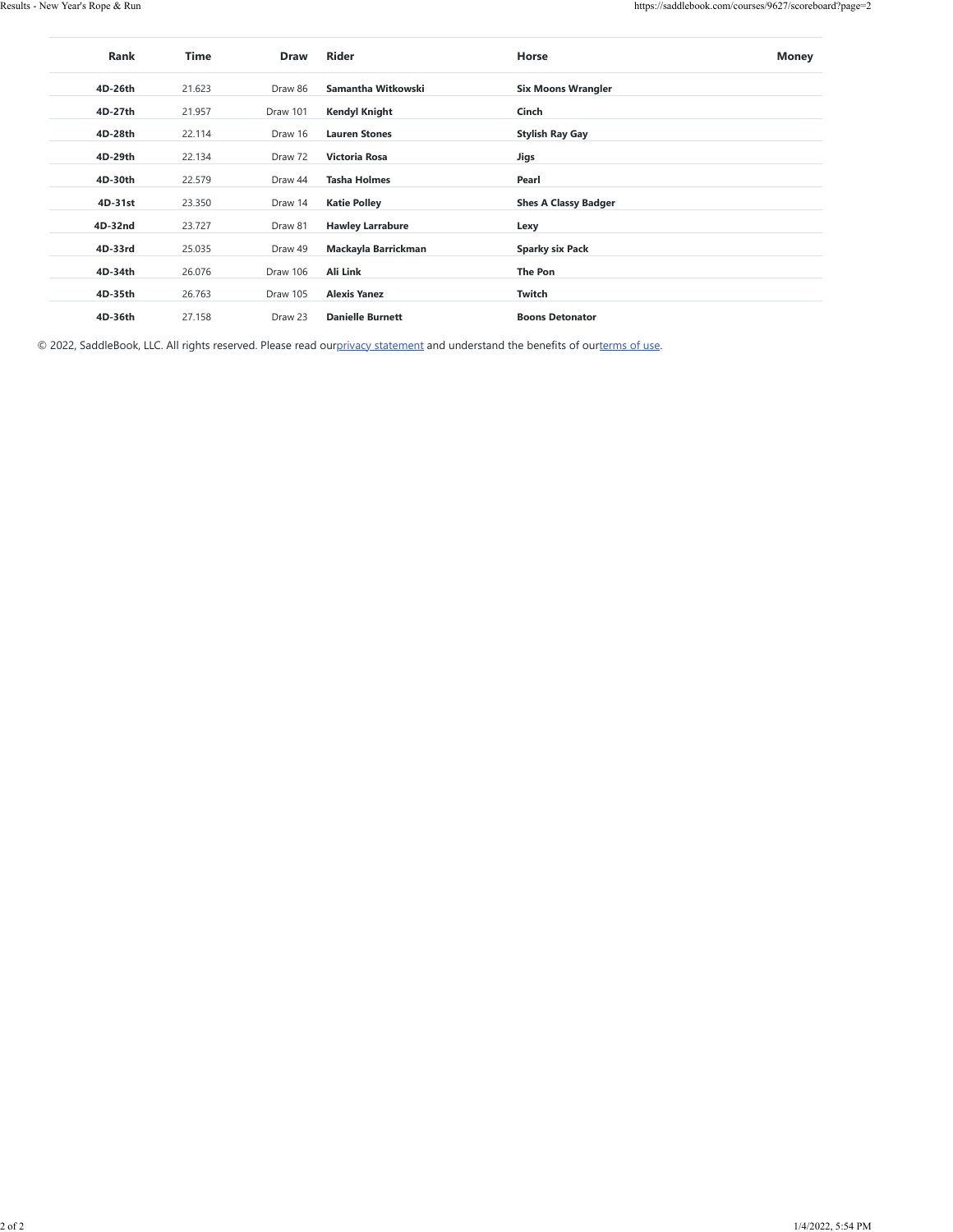| Rank | Time | Draw | Rider | Horse | Money |
| --- | --- | --- | --- | --- | --- |
| **4D-26th** | 21.623 | Draw 86 | **Samantha Witkowski** | **Six Moons Wrangler** | |
| **4D-27th** | 21.957 | Draw 101 | **Kendyl Knight** | **Cinch** | |
| **4D-28th** | 22.114 | Draw 16 | **Lauren Stones** | **Stylish Ray Gay** | |
| **4D-29th** | 22.134 | Draw 72 | **Victoria Rosa** | **Jigs** | |
| **4D-30th** | 22.579 | Draw 44 | **Tasha Holmes** | **Pearl** | |
| **4D-31st** | 23.350 | Draw 14 | **Katie Polley** | **Shes A Classy Badger** | |
| **4D-32nd** | 23.727 | Draw 81 | **Hawley Larrabure** | **Lexy** | |
| **4D-33rd** | 25.035 | Draw 49 | **Mackayla Barrickman** | **Sparky six Pack** | |
| **4D-34th** | 26.076 | Draw 106 | **Ali Link** | **The Pon** | |
| **4D-35th** | 26.763 | Draw 105 | **Alexis Yanez** | **Twitch** | |
| **4D-36th** | 27.158 | Draw 23 | **Danielle Burnett** | **Boons Detonator** | |

© 2022, SaddleBook, LLC. All rights reserved. Please read our privacy statement and understand the benefits of our terms of use.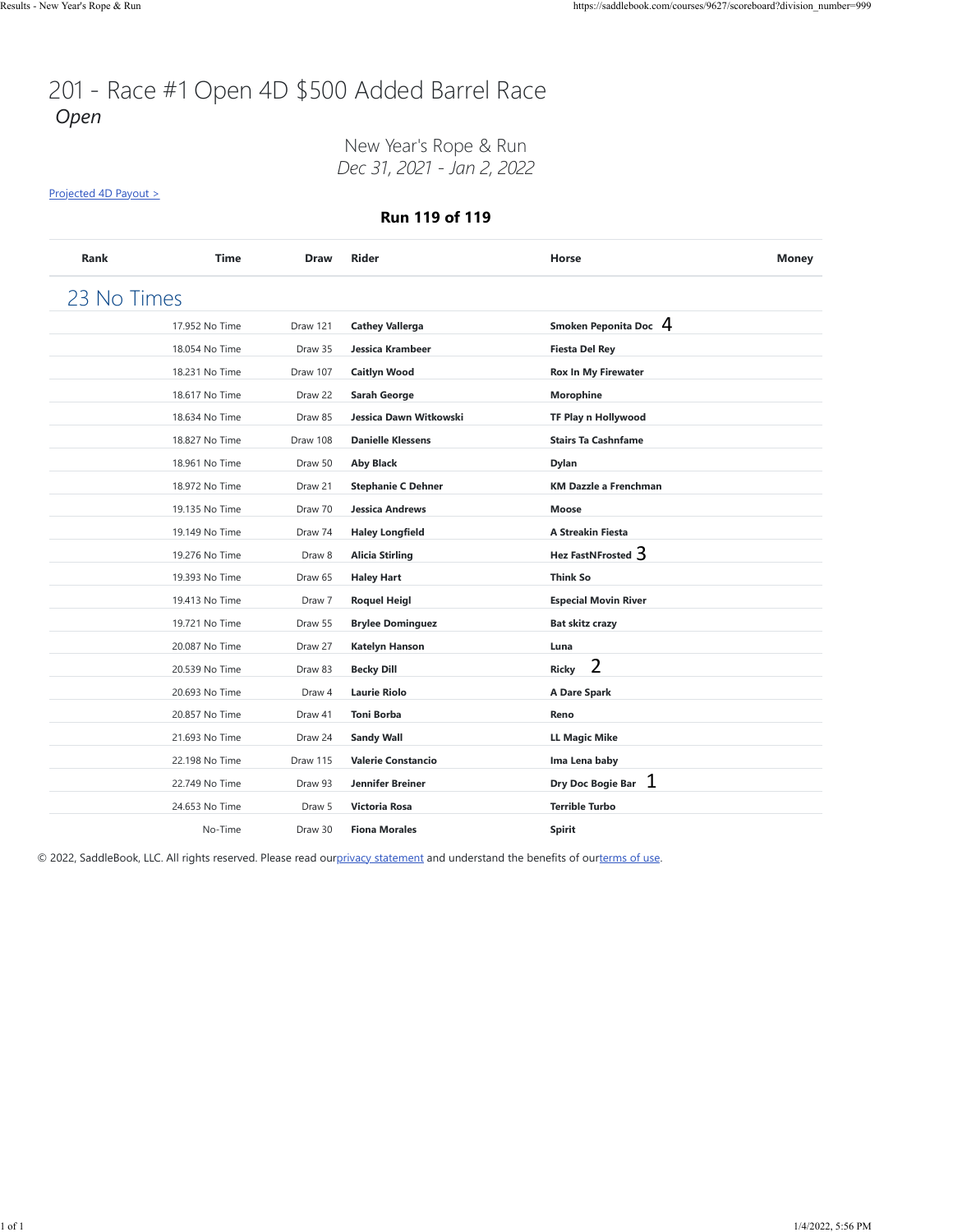# 201 - Race #1 Open 4D $500 Added Barrel Race

*Open*

New Year's Rope & Run

*Dec 31, 2021 - Jan 2, 2022*

[Projected 4D Payout >]

**Run 119 of 119**

| Rank | Time | Draw | Rider | Horse | Money |
|---|---|---|---|---|---|
| **23 No Times** | | | | | |
| | 17.952 No Time | Draw 121 | **Cathey Vallerga** | **Smoken Peponita Doc** 4 | |
| | 18.054 No Time | Draw 35 | **Jessica Krambeer** | **Fiesta Del Rey** | |
| | 18.231 No Time | Draw 107 | **Caitlyn Wood** | **Rox In My Firewater** | |
| | 18.617 No Time | Draw 22 | **Sarah George** | **Morophine** | |
| | 18.634 No Time | Draw 85 | **Jessica Dawn Witkowski** | **TF Play n Hollywood** | |
| | 18.827 No Time | Draw 108 | **Danielle Klessens** | **Stairs Ta Cashnfame** | |
| | 18.961 No Time | Draw 50 | **Aby Black** | **Dylan** | |
| | 18.972 No Time | Draw 21 | **Stephanie C Dehner** | **KM Dazzle a Frenchman** | |
| | 19.135 No Time | Draw 70 | **Jessica Andrews** | **Moose** | |
| | 19.149 No Time | Draw 74 | **Haley Longfield** | **A Streakin Fiesta** | |
| | 19.276 No Time | Draw 8 | **Alicia Stirling** | **Hez FastNFrosted** 3 | |
| | 19.393 No Time | Draw 65 | **Haley Hart** | **Think So** | |
| | 19.413 No Time | Draw 7 | **Roquel Heigl** | **Especial Movin River** | |
| | 19.721 No Time | Draw 55 | **Brylee Dominguez** | **Bat skitz crazy** | |
| | 20.087 No Time | Draw 27 | **Katelyn Hanson** | **Luna** | |
| | 20.539 No Time | Draw 83 | **Becky Dill** | **Ricky** 2 | |
| | 20.693 No Time | Draw 4 | **Laurie Riolo** | **A Dare Spark** | |
| | 20.857 No Time | Draw 41 | **Toni Borba** | **Reno** | |
| | 21.693 No Time | Draw 24 | **Sandy Wall** | **LL Magic Mike** | |
| | 22.198 No Time | Draw 115 | **Valerie Constancio** | **Ima Lena baby** | |
| | 22.749 No Time | Draw 93 | **Jennifer Breiner** | **Dry Doc Bogie Bar** 1 | |
| | 24.653 No Time | Draw 5 | **Victoria Rosa** | **Terrible Turbo** | |
| | No-Time | Draw 30 | **Fiona Morales** | **Spirit** | |

© 2022, SaddleBook, LLC. All rights reserved. Please read our privacy statement and understand the benefits of our terms of use.